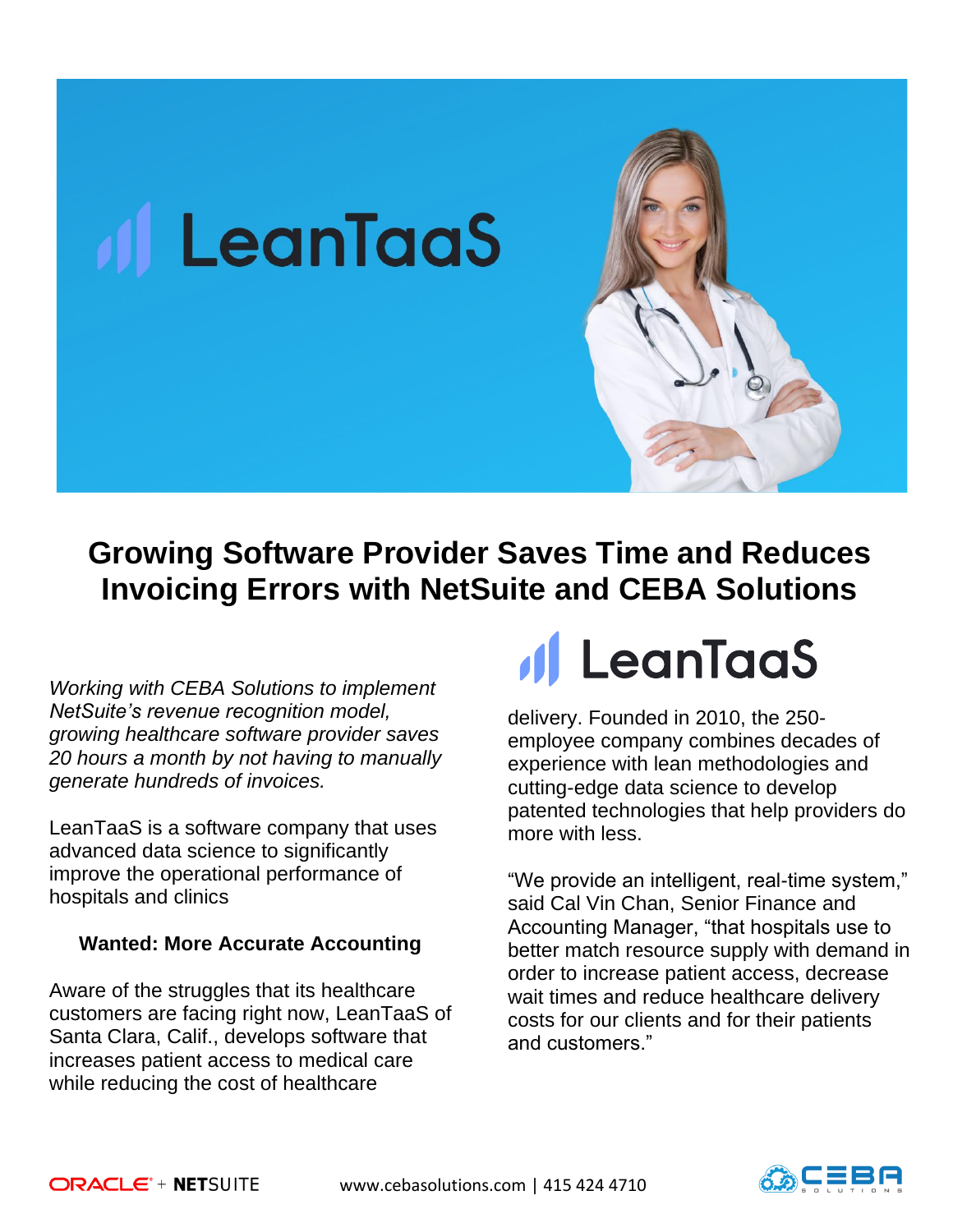# Growing Software Provider Saves Time and Reduces Invoicing Errors with NetSuite and CEBA Solutions

*Working with CEBA Solutions to implement NetSuite's revenue recognition model, growing healthcare software provider saves 20 hours a month by not having to manually generate hundreds of invoices.*

LeanTaaS is a software company that uses advanced data science to significantly improve the operational performance of hospitals and clinics

**Wanted: More Accurate Accounting**

Aware of the struggles that its healthcare customers are facing right now, LeanTaaS of Santa Clara, Calif., develops software that increases patient access to medical care while reducing the cost of healthcare delivery. Founded in 2010, the 250-employee company combines decades of experience with lean methodologies and cutting-edge data science to develop patented technologies that help providers do more with less.

"We provide an intelligent, real-time system," said Cal Vin Chan, Senior Finance and Accounting Manager, "that hospitals use to better match resource supply with demand in order to increase patient access, decrease wait times and reduce healthcare delivery costs for our clients and for their patients and customers."

ORACLE + NETSUITE www.cebasolutions.com | 415 424 4710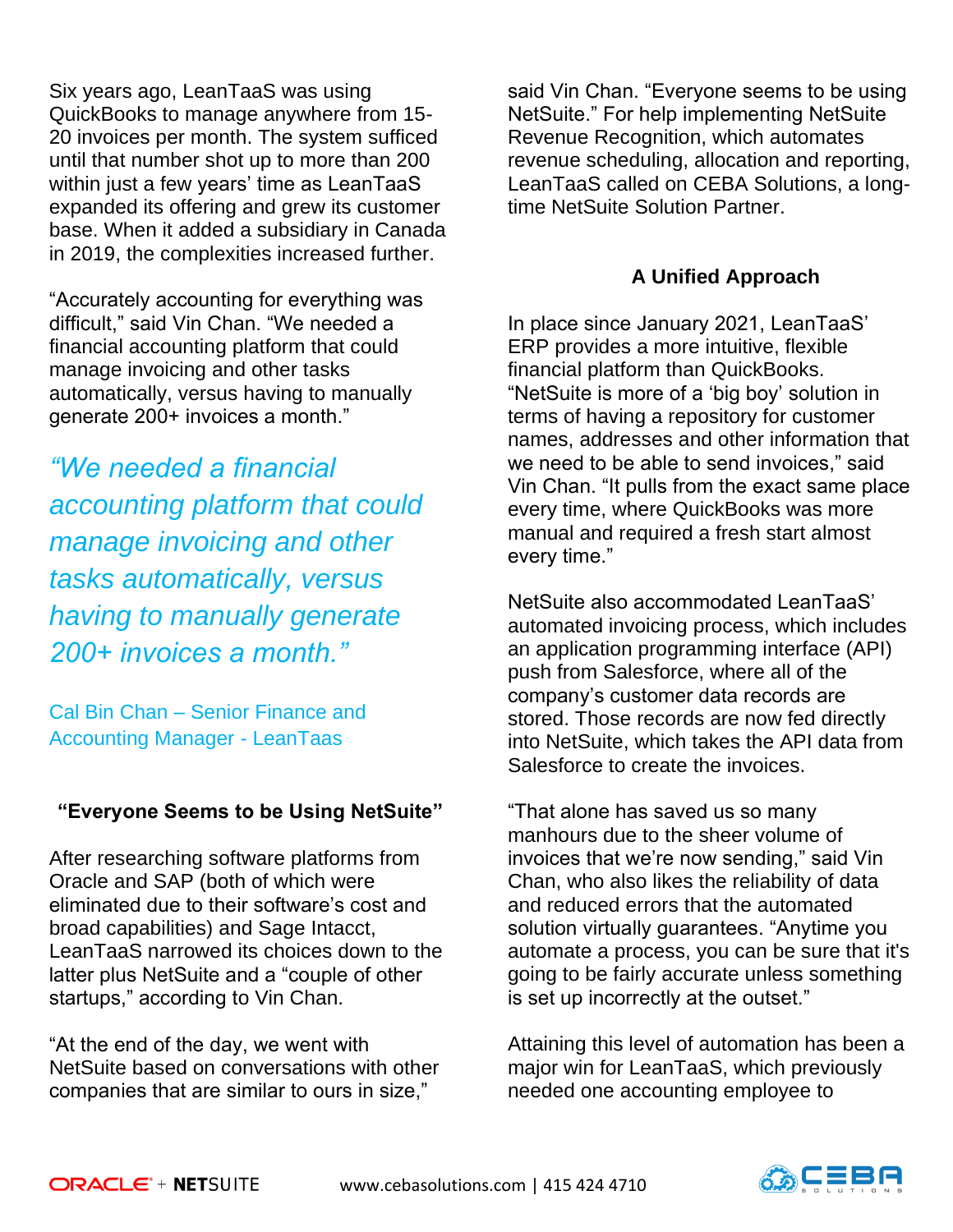Six years ago, LeanTaaS was using QuickBooks to manage anywhere from 15-20 invoices per month. The system sufficed until that number shot up to more than 200 within just a few years' time as LeanTaaS expanded its offering and grew its customer base. When it added a subsidiary in Canada in 2019, the complexities increased further.

"Accurately accounting for everything was difficult," said Vin Chan. "We needed a financial accounting platform that could manage invoicing and other tasks automatically, versus having to manually generate 200+ invoices a month."

> *"We needed a financial accounting platform that could manage invoicing and other tasks automatically, versus having to manually generate 200+ invoices a month."*
>
> Cal Bin Chan – Senior Finance and Accounting Manager - LeanTaas

## "Everyone Seems to be Using NetSuite"

After researching software platforms from Oracle and SAP (both of which were eliminated due to their software's cost and broad capabilities) and Sage Intacct, LeanTaaS narrowed its choices down to the latter plus NetSuite and a "couple of other startups," according to Vin Chan.

"At the end of the day, we went with NetSuite based on conversations with other companies that are similar to ours in size," said Vin Chan. "Everyone seems to be using NetSuite." For help implementing NetSuite Revenue Recognition, which automates revenue scheduling, allocation and reporting, LeanTaaS called on CEBA Solutions, a long-time NetSuite Solution Partner.

## A Unified Approach

In place since January 2021, LeanTaaS' ERP provides a more intuitive, flexible financial platform than QuickBooks. "NetSuite is more of a 'big boy' solution in terms of having a repository for customer names, addresses and other information that we need to be able to send invoices," said Vin Chan. "It pulls from the exact same place every time, where QuickBooks was more manual and required a fresh start almost every time."

NetSuite also accommodated LeanTaaS' automated invoicing process, which includes an application programming interface (API) push from Salesforce, where all of the company's customer data records are stored. Those records are now fed directly into NetSuite, which takes the API data from Salesforce to create the invoices.

"That alone has saved us so many manhours due to the sheer volume of invoices that we're now sending," said Vin Chan, who also likes the reliability of data and reduced errors that the automated solution virtually guarantees. "Anytime you automate a process, you can be sure that it's going to be fairly accurate unless something is set up incorrectly at the outset."

Attaining this level of automation has been a major win for LeanTaaS, which previously needed one accounting employee to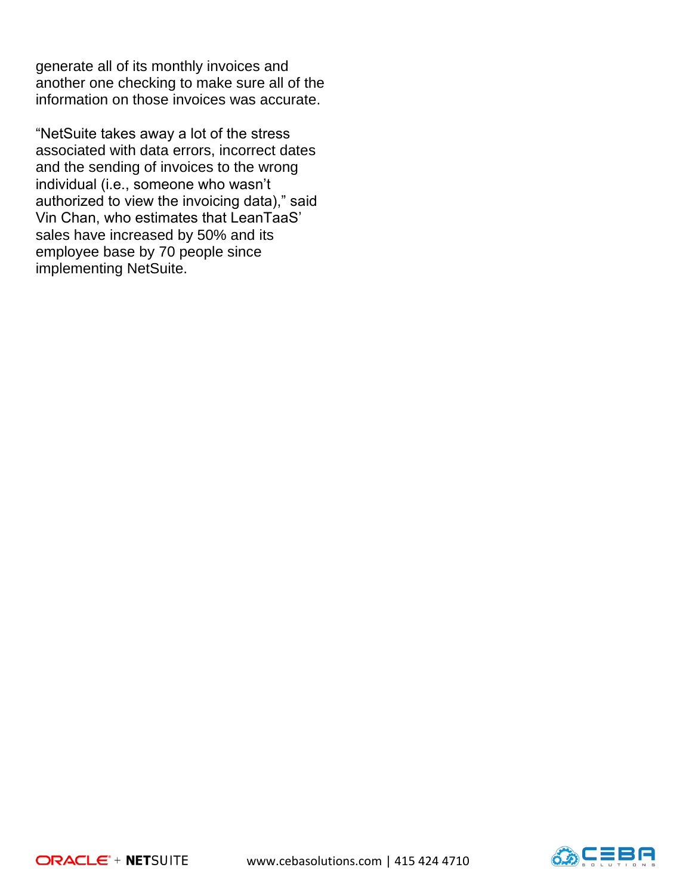generate all of its monthly invoices and another one checking to make sure all of the information on those invoices was accurate.

"NetSuite takes away a lot of the stress associated with data errors, incorrect dates and the sending of invoices to the wrong individual (i.e., someone who wasn't authorized to view the invoicing data)," said Vin Chan, who estimates that LeanTaaS' sales have increased by 50% and its employee base by 70 people since implementing NetSuite.